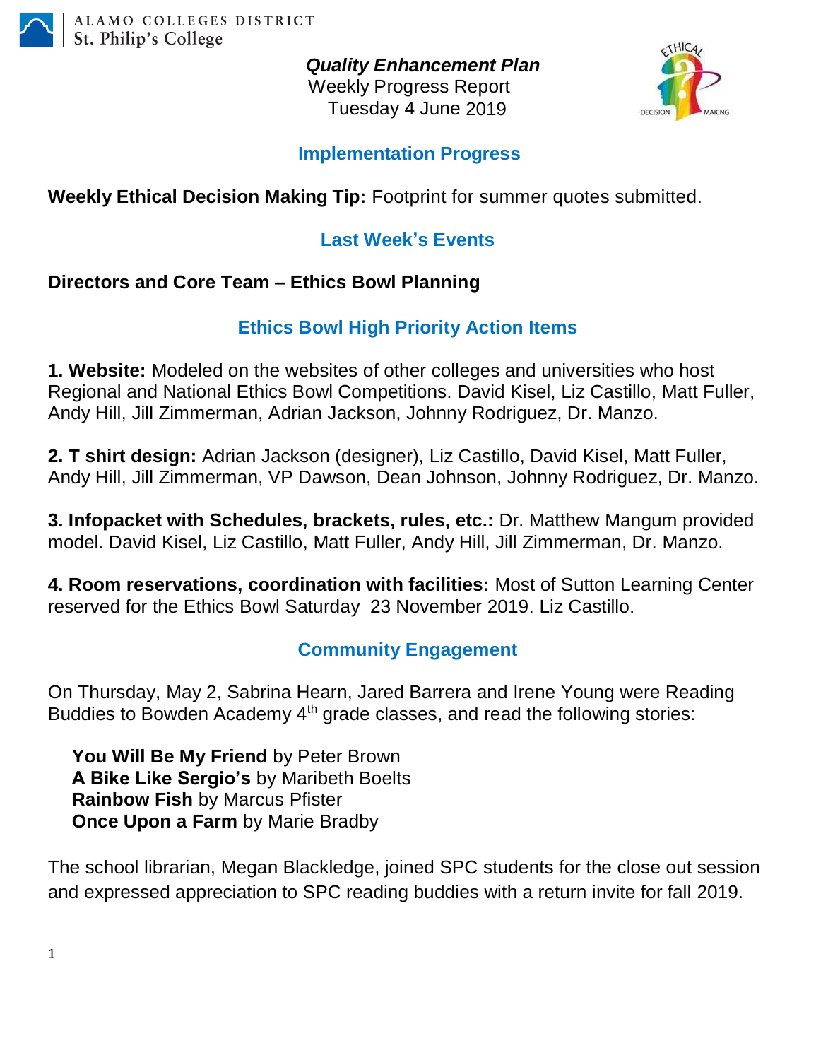ALAMO COLLEGES DISTRICT
St. Philip's College

***Quality Enhancement Plan***
Weekly Progress Report
Tuesday 4 June 2019

## Implementation Progress

**Weekly Ethical Decision Making Tip:** Footprint for summer quotes submitted.

## Last Week's Events

**Directors and Core Team – Ethics Bowl Planning**

## Ethics Bowl High Priority Action Items

**1. Website:** Modeled on the websites of other colleges and universities who host Regional and National Ethics Bowl Competitions. David Kisel, Liz Castillo, Matt Fuller, Andy Hill, Jill Zimmerman, Adrian Jackson, Johnny Rodriguez, Dr. Manzo.

**2. T shirt design:** Adrian Jackson (designer), Liz Castillo, David Kisel, Matt Fuller, Andy Hill, Jill Zimmerman, VP Dawson, Dean Johnson, Johnny Rodriguez, Dr. Manzo.

**3. Infopacket with Schedules, brackets, rules, etc.:** Dr. Matthew Mangum provided model. David Kisel, Liz Castillo, Matt Fuller, Andy Hill, Jill Zimmerman, Dr. Manzo.

**4. Room reservations, coordination with facilities:** Most of Sutton Learning Center reserved for the Ethics Bowl Saturday 23 November 2019. Liz Castillo.

## Community Engagement

On Thursday, May 2, Sabrina Hearn, Jared Barrera and Irene Young were Reading Buddies to Bowden Academy 4th grade classes, and read the following stories:

**You Will Be My Friend** by Peter Brown
**A Bike Like Sergio's** by Maribeth Boelts
**Rainbow Fish** by Marcus Pfister
**Once Upon a Farm** by Marie Bradby

The school librarian, Megan Blackledge, joined SPC students for the close out session and expressed appreciation to SPC reading buddies with a return invite for fall 2019.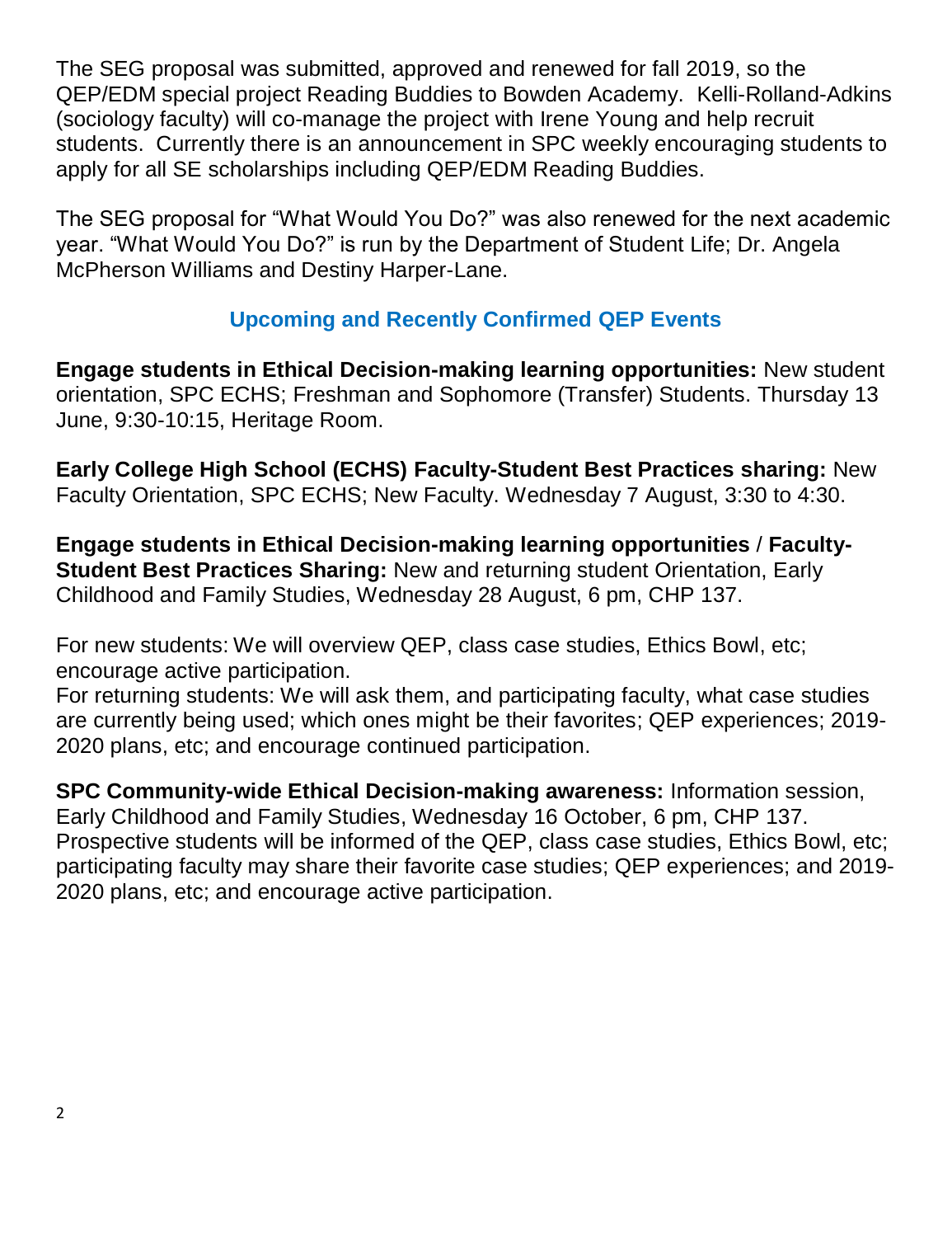The SEG proposal was submitted, approved and renewed for fall 2019, so the QEP/EDM special project Reading Buddies to Bowden Academy. Kelli-Rolland-Adkins (sociology faculty) will co-manage the project with Irene Young and help recruit students. Currently there is an announcement in SPC weekly encouraging students to apply for all SE scholarships including QEP/EDM Reading Buddies.

The SEG proposal for "What Would You Do?" was also renewed for the next academic year. "What Would You Do?" is run by the Department of Student Life; Dr. Angela McPherson Williams and Destiny Harper-Lane.

## Upcoming and Recently Confirmed QEP Events

**Engage students in Ethical Decision-making learning opportunities:** New student orientation, SPC ECHS; Freshman and Sophomore (Transfer) Students. Thursday 13 June, 9:30-10:15, Heritage Room.

**Early College High School (ECHS) Faculty-Student Best Practices sharing:** New Faculty Orientation, SPC ECHS; New Faculty. Wednesday 7 August, 3:30 to 4:30.

**Engage students in Ethical Decision-making learning opportunities** / **Faculty-Student Best Practices Sharing:** New and returning student Orientation, Early Childhood and Family Studies, Wednesday 28 August, 6 pm, CHP 137.

For new students: We will overview QEP, class case studies, Ethics Bowl, etc; encourage active participation.
For returning students: We will ask them, and participating faculty, what case studies are currently being used; which ones might be their favorites; QEP experiences; 2019-2020 plans, etc; and encourage continued participation.

**SPC Community-wide Ethical Decision-making awareness:** Information session, Early Childhood and Family Studies, Wednesday 16 October, 6 pm, CHP 137. Prospective students will be informed of the QEP, class case studies, Ethics Bowl, etc; participating faculty may share their favorite case studies; QEP experiences; and 2019-2020 plans, etc; and encourage active participation.